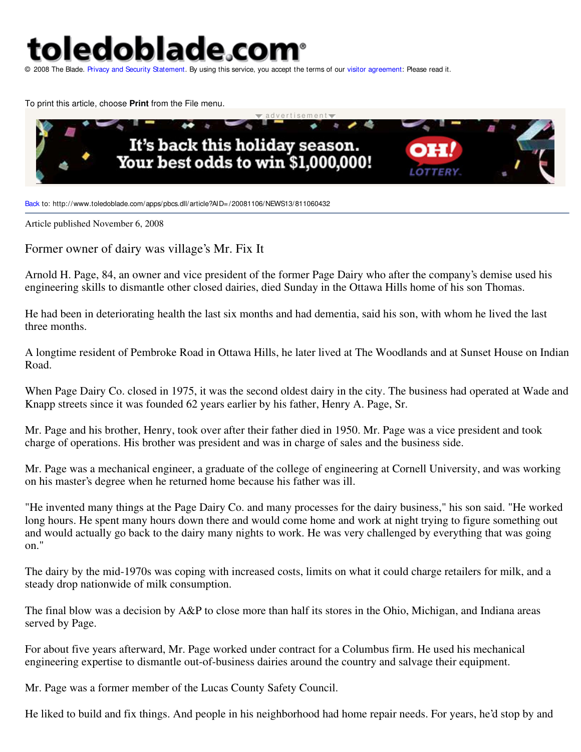toledoblade.com

© 2008 The Blade. Privacy and Security Statement. By using this service, you accept the terms of our visitor agreement: Please read it.

To print this article, choose **Print** from the File menu.

Back to: http://www.toledoblade.com/apps/pbcs.dll/article?AID=/20081106/NEWS13/811060432

Article published November 6, 2008

# Former owner of dairy was village's Mr. Fix It

Arnold H. Page, 84, an owner and vice president of the former Page Dairy who after the company's demise used his engineering skills to dismantle other closed dairies, died Sunday in the Ottawa Hills home of his son Thomas.

He had been in deteriorating health the last six months and had dementia, said his son, with whom he lived the last three months.

A longtime resident of Pembroke Road in Ottawa Hills, he later lived at The Woodlands and at Sunset House on Indian Road.

When Page Dairy Co. closed in 1975, it was the second oldest dairy in the city. The business had operated at Wade and Knapp streets since it was founded 62 years earlier by his father, Henry A. Page, Sr.

Mr. Page and his brother, Henry, took over after their father died in 1950. Mr. Page was a vice president and took charge of operations. His brother was president and was in charge of sales and the business side.

Mr. Page was a mechanical engineer, a graduate of the college of engineering at Cornell University, and was working on his master's degree when he returned home because his father was ill.

"He invented many things at the Page Dairy Co. and many processes for the dairy business," his son said. "He worked long hours. He spent many hours down there and would come home and work at night trying to figure something out and would actually go back to the dairy many nights to work. He was very challenged by everything that was going on."

The dairy by the mid-1970s was coping with increased costs, limits on what it could charge retailers for milk, and a steady drop nationwide of milk consumption.

The final blow was a decision by A&P to close more than half its stores in the Ohio, Michigan, and Indiana areas served by Page.

For about five years afterward, Mr. Page worked under contract for a Columbus firm. He used his mechanical engineering expertise to dismantle out-of-business dairies around the country and salvage their equipment.

Mr. Page was a former member of the Lucas County Safety Council.

He liked to build and fix things. And people in his neighborhood had home repair needs. For years, he'd stop by and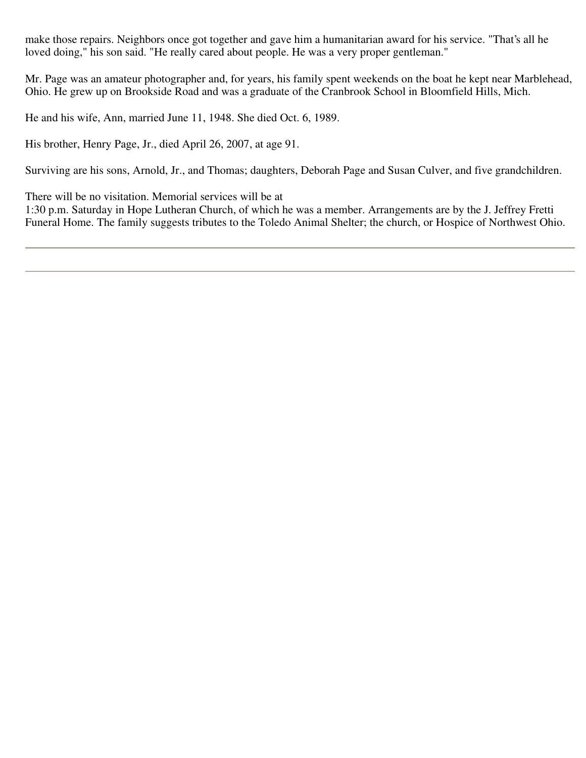make those repairs. Neighbors once got together and gave him a humanitarian award for his service. "That's all he loved doing," his son said. "He really cared about people. He was a very proper gentleman."

Mr. Page was an amateur photographer and, for years, his family spent weekends on the boat he kept near Marblehead, Ohio. He grew up on Brookside Road and was a graduate of the Cranbrook School in Bloomfield Hills, Mich.

He and his wife, Ann, married June 11, 1948. She died Oct. 6, 1989.

His brother, Henry Page, Jr., died April 26, 2007, at age 91.

Surviving are his sons, Arnold, Jr., and Thomas; daughters, Deborah Page and Susan Culver, and five grandchildren.

There will be no visitation. Memorial services will be at
1:30 p.m. Saturday in Hope Lutheran Church, of which he was a member. Arrangements are by the J. Jeffrey Fretti Funeral Home. The family suggests tributes to the Toledo Animal Shelter; the church, or Hospice of Northwest Ohio.